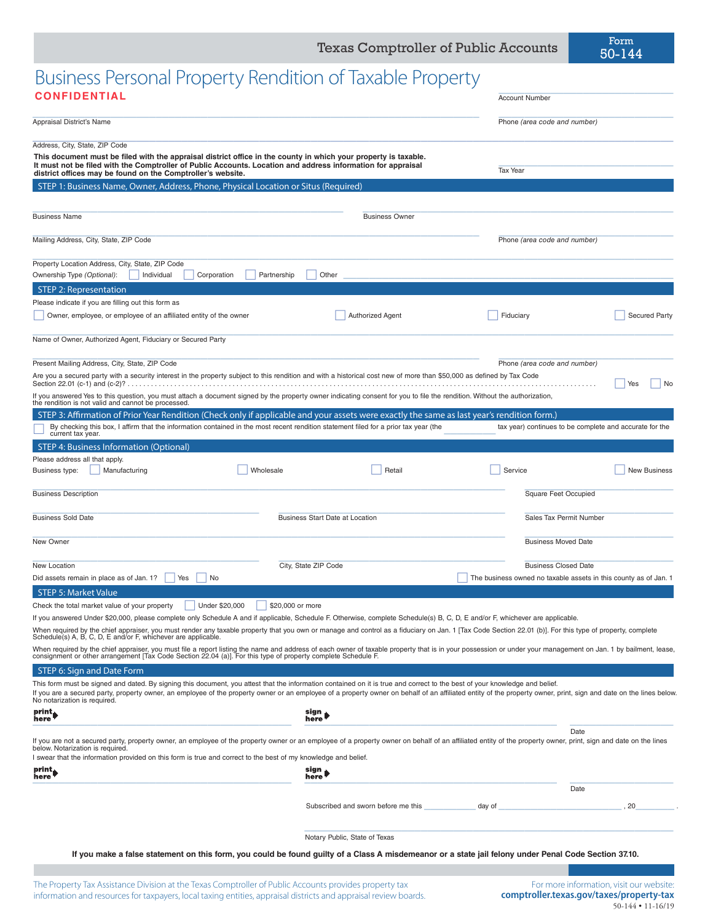Texas Comptroller of Public Accounts

Form 50-144

# Business Personal Property Rendition of Taxable Property

**CONFIDENTIAL**

Account Number

Appraisal District's Name

Phone *(area code and number)*

Address, City, State, ZIP Code

**This document must be filed with the appraisal district office in the county in which your property is taxable. It must not be filed with the Comptroller of Public Accounts. Location and address information for appraisal district offices may be found on the Comptroller's website.**

Tax Year

## STEP 1: Business Name, Owner, Address, Phone, Physical Location or Situs (Required)

Business Name

Business Owner

Mailing Address, City, State, ZIP Code

Phone *(area code and number)*

Property Location Address, City, State, ZIP Code

Ownership Type *(Optional)*: ☐ Individual ☐ Corporation ☐ Partnership ☐ Other

## STEP 2: Representation

Please indicate if you are filling out this form as

☐ Owner, employee, or employee of an affiliated entity of the owner ☐ Authorized Agent ☐ Fiduciary ☐ Secured Party

Name of Owner, Authorized Agent, Fiduciary or Secured Party

Present Mailing Address, City, State, ZIP Code

Phone *(area code and number)*

Are you a secured party with a security interest in the property subject to this rendition and with a historical cost new of more than $50,000 as defined by Tax Code Section 22.01 (c-1) and (c-2)? ☐ Yes ☐ No

If you answered Yes to this question, you must attach a document signed by the property owner indicating consent for you to file the rendition. Without the authorization, the rendition is not valid and cannot be processed.

## STEP 3: Affirmation of Prior Year Rendition (Check only if applicable and your assets were exactly the same as last year's rendition form.)

☐ By checking this box, I affirm that the information contained in the most recent rendition statement filed for a prior tax year (the __________ tax year) continues to be complete and accurate for the current tax year.

## STEP 4: Business Information (Optional)

Please address all that apply.

Business type: ☐ Manufacturing ☐ Wholesale ☐ Retail ☐ Service ☐ New Business

Business Description

Square Feet Occupied

Business Sold Date

Business Start Date at Location

Sales Tax Permit Number

New Owner

Business Moved Date

New Location

City, State ZIP Code

Business Closed Date

Did assets remain in place as of Jan. 1? ☐ Yes ☐ No

☐ The business owned no taxable assets in this county as of Jan. 1

## STEP 5: Market Value

Check the total market value of your property ☐ Under $20,000 ☐ $20,000 or more

If you answered Under $20,000, please complete only Schedule A and if applicable, Schedule F. Otherwise, complete Schedule(s) B, C, D, E and/or F, whichever are applicable.

When required by the chief appraiser, you must render any taxable property that you own or manage and control as a fiduciary on Jan. 1 [Tax Code Section 22.01 (b)]. For this type of property, complete Schedule(s) A, B, C, D, E and/or F, whichever are applicable.

When required by the chief appraiser, you must file a report listing the name and address of each owner of taxable property that is in your possession or under your management on Jan. 1 by bailment, lease, consignment or other arrangement [Tax Code Section 22.04 (a)]. For this type of property complete Schedule F.

## STEP 6: Sign and Date Form

This form must be signed and dated. By signing this document, you attest that the information contained on it is true and correct to the best of your knowledge and belief.

If you are a secured party, property owner, an employee of the property owner or an employee of a property owner on behalf of an affiliated entity of the property owner, print, sign and date on the lines below. No notarization is required.

print here ________________ sign here ________________ Date ________

If you are not a secured party, property owner, an employee of the property owner or an employee of a property owner on behalf of an affiliated entity of the property owner, print, sign and date on the lines below. Notarization is required.

I swear that the information provided on this form is true and correct to the best of my knowledge and belief.

print here ________________ sign here ________________ Date ________

Subscribed and sworn before me this __________ day of ____________________, 20________.

Notary Public, State of Texas

**If you make a false statement on this form, you could be found guilty of a Class A misdemeanor or a state jail felony under Penal Code Section 37.10.**

The Property Tax Assistance Division at the Texas Comptroller of Public Accounts provides property tax information and resources for taxpayers, local taxing entities, appraisal districts and appraisal review boards.

For more information, visit our website: **comptroller.texas.gov/taxes/property-tax**

50-144 • 11-16/19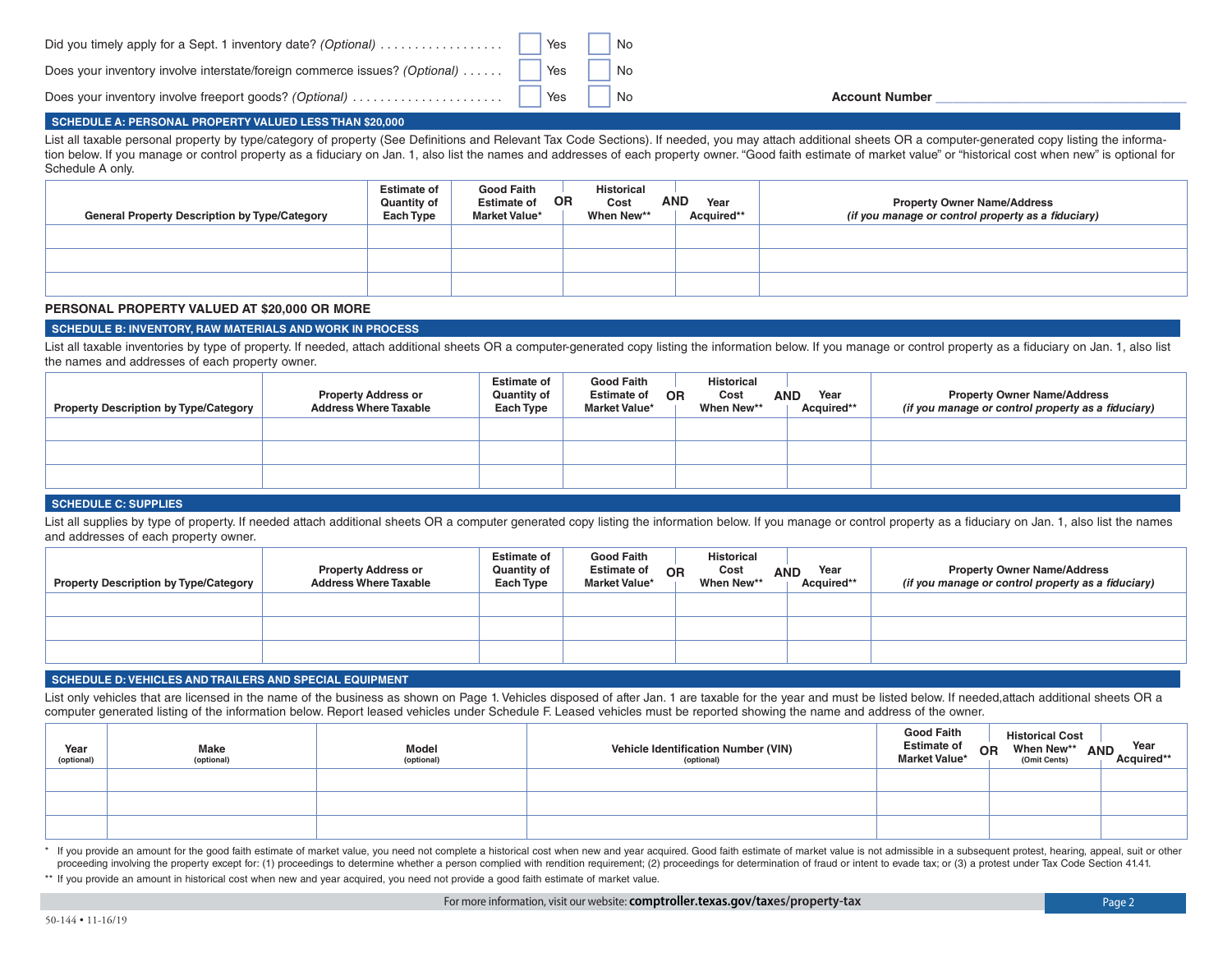Did you timely apply for a Sept. 1 inventory date? *(Optional)* .................. ☐ Yes ☐ No

Does your inventory involve interstate/foreign commerce issues? *(Optional)* ...... ☐ Yes ☐ No

Does your inventory involve freeport goods? *(Optional)* ...................... ☐ Yes ☐ No

**Account Number** ______________________

## SCHEDULE A: PERSONAL PROPERTY VALUED LESS THAN $20,000

List all taxable personal property by type/category of property (See Definitions and Relevant Tax Code Sections). If needed, you may attach additional sheets OR a computer-generated copy listing the information below. If you manage or control property as a fiduciary on Jan. 1, also list the names and addresses of each property owner. "Good faith estimate of market value" or "historical cost when new" is optional for Schedule A only.

| General Property Description by Type/Category | Estimate of Quantity of Each Type | Good Faith Estimate of Market Value* | OR Historical Cost When New** | AND Year Acquired** | Property Owner Name/Address *(if you manage or control property as a fiduciary)* |
|---|---|---|---|---|---|
| | | | | | |
| | | | | | |
| | | | | | |

**PERSONAL PROPERTY VALUED AT $20,000 OR MORE**

## SCHEDULE B: INVENTORY, RAW MATERIALS AND WORK IN PROCESS

List all taxable inventories by type of property. If needed, attach additional sheets OR a computer-generated copy listing the information below. If you manage or control property as a fiduciary on Jan. 1, also list the names and addresses of each property owner.

| Property Description by Type/Category | Property Address or Address Where Taxable | Estimate of Quantity of Each Type | Good Faith Estimate of Market Value* | OR Historical Cost When New** | AND Year Acquired** | Property Owner Name/Address *(if you manage or control property as a fiduciary)* |
|---|---|---|---|---|---|---|
| | | | | | | |
| | | | | | | |
| | | | | | | |

## SCHEDULE C: SUPPLIES

List all supplies by type of property. If needed attach additional sheets OR a computer generated copy listing the information below. If you manage or control property as a fiduciary on Jan. 1, also list the names and addresses of each property owner.

| Property Description by Type/Category | Property Address or Address Where Taxable | Estimate of Quantity of Each Type | Good Faith Estimate of Market Value* | OR Historical Cost When New** | AND Year Acquired** | Property Owner Name/Address *(if you manage or control property as a fiduciary)* |
|---|---|---|---|---|---|---|
| | | | | | | |
| | | | | | | |
| | | | | | | |

## SCHEDULE D: VEHICLES AND TRAILERS AND SPECIAL EQUIPMENT

List only vehicles that are licensed in the name of the business as shown on Page 1. Vehicles disposed of after Jan. 1 are taxable for the year and must be listed below. If needed,attach additional sheets OR a computer generated listing of the information below. Report leased vehicles under Schedule F. Leased vehicles must be reported showing the name and address of the owner.

| Year (optional) | Make (optional) | Model (optional) | Vehicle Identification Number (VIN) (optional) | Good Faith Estimate of Market Value* | OR Historical Cost When New** (Omit Cents) | AND Year Acquired** |
|---|---|---|---|---|---|---|
| | | | | | | |
| | | | | | | |
| | | | | | | |

\* If you provide an amount for the good faith estimate of market value, you need not complete a historical cost when new and year acquired. Good faith estimate of market value is not admissible in a subsequent protest, hearing, appeal, suit or other proceeding involving the property except for: (1) proceedings to determine whether a person complied with rendition requirement; (2) proceedings for determination of fraud or intent to evade tax; or (3) a protest under Tax Code Section 41.41.

\*\* If you provide an amount in historical cost when new and year acquired, you need not provide a good faith estimate of market value.

For more information, visit our website: **comptroller.texas.gov/taxes/property-tax**

50-144 • 11-16/19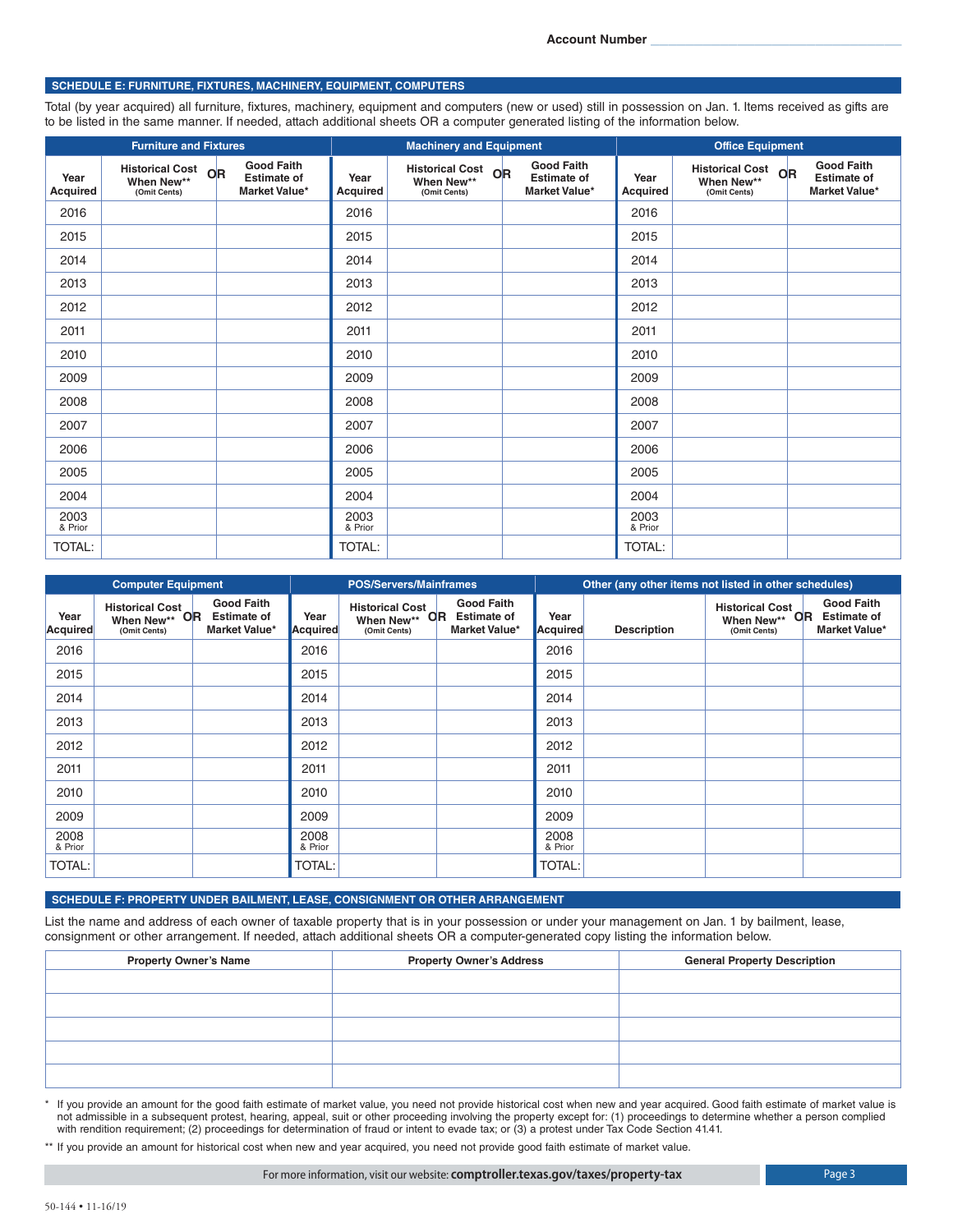Account Number ______________________

## SCHEDULE E: FURNITURE, FIXTURES, MACHINERY, EQUIPMENT, COMPUTERS

Total (by year acquired) all furniture, fixtures, machinery, equipment and computers (new or used) still in possession on Jan. 1. Items received as gifts are to be listed in the same manner. If needed, attach additional sheets OR a computer generated listing of the information below.

| Furniture and Fixtures | | | Machinery and Equipment | | | Office Equipment | | |
|---|---|---|---|---|---|---|---|---|
| Year Acquired | Historical Cost When New** (Omit Cents) OR | Good Faith Estimate of Market Value* | Year Acquired | Historical Cost When New** (Omit Cents) OR | Good Faith Estimate of Market Value* | Year Acquired | Historical Cost When New** (Omit Cents) OR | Good Faith Estimate of Market Value* |
| 2016 | | | 2016 | | | 2016 | | |
| 2015 | | | 2015 | | | 2015 | | |
| 2014 | | | 2014 | | | 2014 | | |
| 2013 | | | 2013 | | | 2013 | | |
| 2012 | | | 2012 | | | 2012 | | |
| 2011 | | | 2011 | | | 2011 | | |
| 2010 | | | 2010 | | | 2010 | | |
| 2009 | | | 2009 | | | 2009 | | |
| 2008 | | | 2008 | | | 2008 | | |
| 2007 | | | 2007 | | | 2007 | | |
| 2006 | | | 2006 | | | 2006 | | |
| 2005 | | | 2005 | | | 2005 | | |
| 2004 | | | 2004 | | | 2004 | | |
| 2003 & Prior | | | 2003 & Prior | | | 2003 & Prior | | |
| TOTAL: | | | TOTAL: | | | TOTAL: | | |

| Computer Equipment | | | POS/Servers/Mainframes | | | Other (any other items not listed in other schedules) | | | |
|---|---|---|---|---|---|---|---|---|---|
| Year Acquired | Historical Cost When New** (Omit Cents) OR | Good Faith Estimate of Market Value* | Year Acquired | Historical Cost When New** (Omit Cents) OR | Good Faith Estimate of Market Value* | Year Acquired | Description | Historical Cost When New** (Omit Cents) OR | Good Faith Estimate of Market Value* |
| 2016 | | | 2016 | | | 2016 | | | |
| 2015 | | | 2015 | | | 2015 | | | |
| 2014 | | | 2014 | | | 2014 | | | |
| 2013 | | | 2013 | | | 2013 | | | |
| 2012 | | | 2012 | | | 2012 | | | |
| 2011 | | | 2011 | | | 2011 | | | |
| 2010 | | | 2010 | | | 2010 | | | |
| 2009 | | | 2009 | | | 2009 | | | |
| 2008 & Prior | | | 2008 & Prior | | | 2008 & Prior | | | |
| TOTAL: | | | TOTAL: | | | TOTAL: | | | |

## SCHEDULE F: PROPERTY UNDER BAILMENT, LEASE, CONSIGNMENT OR OTHER ARRANGEMENT

List the name and address of each owner of taxable property that is in your possession or under your management on Jan. 1 by bailment, lease, consignment or other arrangement. If needed, attach additional sheets OR a computer-generated copy listing the information below.

| Property Owner's Name | Property Owner's Address | General Property Description |
|---|---|---|
| | | |
| | | |
| | | |
| | | |
| | | |

\* If you provide an amount for the good faith estimate of market value, you need not provide historical cost when new and year acquired. Good faith estimate of market value is not admissible in a subsequent protest, hearing, appeal, suit or other proceeding involving the property except for: (1) proceedings to determine whether a person complied with rendition requirement; (2) proceedings for determination of fraud or intent to evade tax; or (3) a protest under Tax Code Section 41.41.

\*\* If you provide an amount for historical cost when new and year acquired, you need not provide good faith estimate of market value.

For more information, visit our website: **comptroller.texas.gov/taxes/property-tax**

50-144 • 11-16/19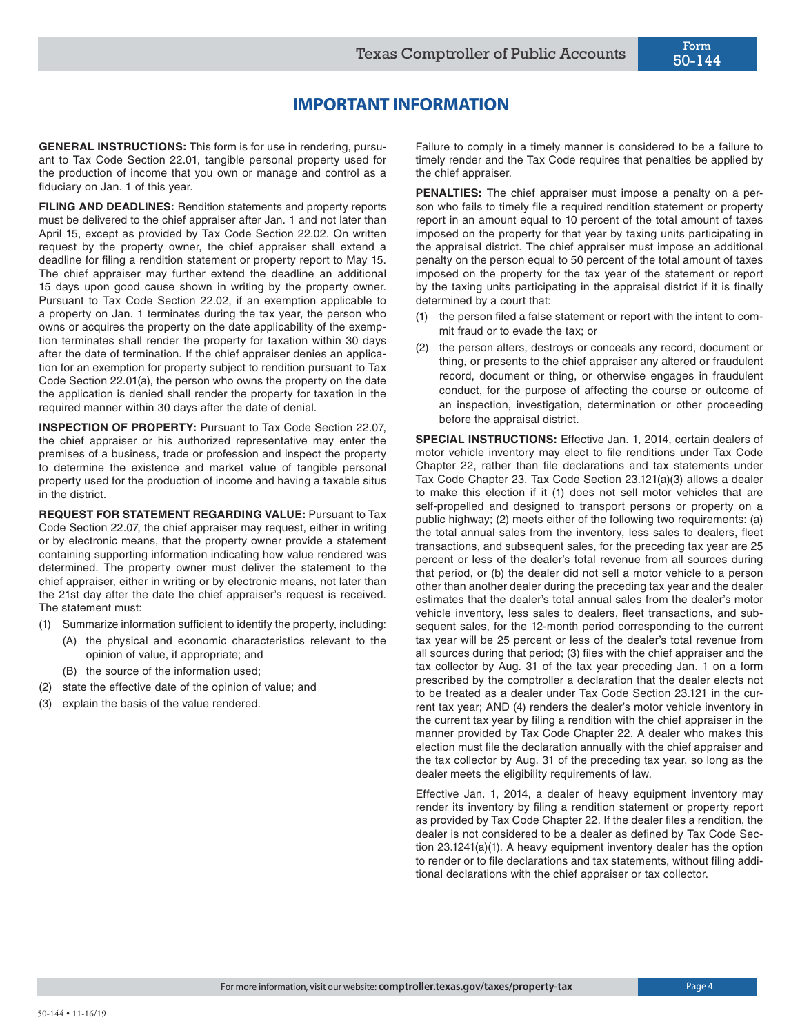# IMPORTANT INFORMATION

**GENERAL INSTRUCTIONS:** This form is for use in rendering, pursuant to Tax Code Section 22.01, tangible personal property used for the production of income that you own or manage and control as a fiduciary on Jan. 1 of this year.

**FILING AND DEADLINES:** Rendition statements and property reports must be delivered to the chief appraiser after Jan. 1 and not later than April 15, except as provided by Tax Code Section 22.02. On written request by the property owner, the chief appraiser shall extend a deadline for filing a rendition statement or property report to May 15. The chief appraiser may further extend the deadline an additional 15 days upon good cause shown in writing by the property owner. Pursuant to Tax Code Section 22.02, if an exemption applicable to a property on Jan. 1 terminates during the tax year, the person who owns or acquires the property on the date applicability of the exemption terminates shall render the property for taxation within 30 days after the date of termination. If the chief appraiser denies an application for an exemption for property subject to rendition pursuant to Tax Code Section 22.01(a), the person who owns the property on the date the application is denied shall render the property for taxation in the required manner within 30 days after the date of denial.

**INSPECTION OF PROPERTY:** Pursuant to Tax Code Section 22.07, the chief appraiser or his authorized representative may enter the premises of a business, trade or profession and inspect the property to determine the existence and market value of tangible personal property used for the production of income and having a taxable situs in the district.

**REQUEST FOR STATEMENT REGARDING VALUE:** Pursuant to Tax Code Section 22.07, the chief appraiser may request, either in writing or by electronic means, that the property owner provide a statement containing supporting information indicating how value rendered was determined. The property owner must deliver the statement to the chief appraiser, either in writing or by electronic means, not later than the 21st day after the date the chief appraiser's request is received. The statement must:

(1) Summarize information sufficient to identify the property, including:
    (A) the physical and economic characteristics relevant to the opinion of value, if appropriate; and
    (B) the source of the information used;
(2) state the effective date of the opinion of value; and
(3) explain the basis of the value rendered.

Failure to comply in a timely manner is considered to be a failure to timely render and the Tax Code requires that penalties be applied by the chief appraiser.

**PENALTIES:** The chief appraiser must impose a penalty on a person who fails to timely file a required rendition statement or property report in an amount equal to 10 percent of the total amount of taxes imposed on the property for that year by taxing units participating in the appraisal district. The chief appraiser must impose an additional penalty on the person equal to 50 percent of the total amount of taxes imposed on the property for the tax year of the statement or report by the taxing units participating in the appraisal district if it is finally determined by a court that:

(1) the person filed a false statement or report with the intent to commit fraud or to evade the tax; or
(2) the person alters, destroys or conceals any record, document or thing, or presents to the chief appraiser any altered or fraudulent record, document or thing, or otherwise engages in fraudulent conduct, for the purpose of affecting the course or outcome of an inspection, investigation, determination or other proceeding before the appraisal district.

**SPECIAL INSTRUCTIONS:** Effective Jan. 1, 2014, certain dealers of motor vehicle inventory may elect to file renditions under Tax Code Chapter 22, rather than file declarations and tax statements under Tax Code Chapter 23. Tax Code Section 23.121(a)(3) allows a dealer to make this election if it (1) does not sell motor vehicles that are self-propelled and designed to transport persons or property on a public highway; (2) meets either of the following two requirements: (a) the total annual sales from the inventory, less sales to dealers, fleet transactions, and subsequent sales, for the preceding tax year are 25 percent or less of the dealer's total revenue from all sources during that period, or (b) the dealer did not sell a motor vehicle to a person other than another dealer during the preceding tax year and the dealer estimates that the dealer's total annual sales from the dealer's motor vehicle inventory, less sales to dealers, fleet transactions, and subsequent sales, for the 12-month period corresponding to the current tax year will be 25 percent or less of the dealer's total revenue from all sources during that period; (3) files with the chief appraiser and the tax collector by Aug. 31 of the tax year preceding Jan. 1 on a form prescribed by the comptroller a declaration that the dealer elects not to be treated as a dealer under Tax Code Section 23.121 in the current tax year; AND (4) renders the dealer's motor vehicle inventory in the current tax year by filing a rendition with the chief appraiser in the manner provided by Tax Code Chapter 22. A dealer who makes this election must file the declaration annually with the chief appraiser and the tax collector by Aug. 31 of the preceding tax year, so long as the dealer meets the eligibility requirements of law.

Effective Jan. 1, 2014, a dealer of heavy equipment inventory may render its inventory by filing a rendition statement or property report as provided by Tax Code Chapter 22. If the dealer files a rendition, the dealer is not considered to be a dealer as defined by Tax Code Section 23.1241(a)(1). A heavy equipment inventory dealer has the option to render or to file declarations and tax statements, without filing additional declarations with the chief appraiser or tax collector.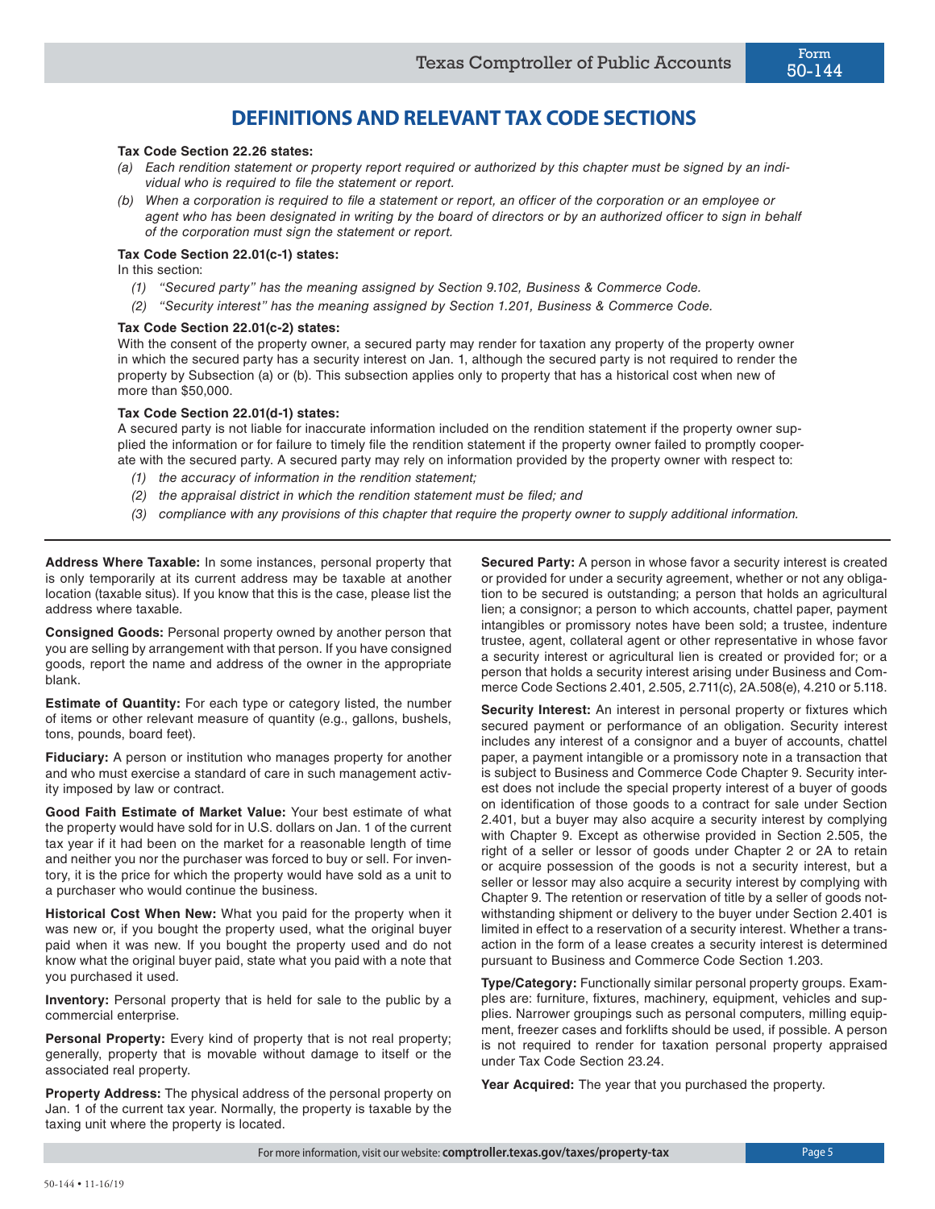## DEFINITIONS AND RELEVANT TAX CODE SECTIONS

**Tax Code Section 22.26 states:**

(a) *Each rendition statement or property report required or authorized by this chapter must be signed by an individual who is required to file the statement or report.*

(b) *When a corporation is required to file a statement or report, an officer of the corporation or an employee or agent who has been designated in writing by the board of directors or by an authorized officer to sign in behalf of the corporation must sign the statement or report.*

**Tax Code Section 22.01(c-1) states:**

In this section:

(1) *"Secured party" has the meaning assigned by Section 9.102, Business & Commerce Code.*

(2) *"Security interest" has the meaning assigned by Section 1.201, Business & Commerce Code.*

**Tax Code Section 22.01(c-2) states:**

With the consent of the property owner, a secured party may render for taxation any property of the property owner in which the secured party has a security interest on Jan. 1, although the secured party is not required to render the property by Subsection (a) or (b). This subsection applies only to property that has a historical cost when new of more than $50,000.

**Tax Code Section 22.01(d-1) states:**

A secured party is not liable for inaccurate information included on the rendition statement if the property owner supplied the information or for failure to timely file the rendition statement if the property owner failed to promptly cooperate with the secured party. A secured party may rely on information provided by the property owner with respect to:

(1) *the accuracy of information in the rendition statement;*

(2) *the appraisal district in which the rendition statement must be filed; and*

(3) *compliance with any provisions of this chapter that require the property owner to supply additional information.*

---

**Address Where Taxable:** In some instances, personal property that is only temporarily at its current address may be taxable at another location (taxable situs). If you know that this is the case, please list the address where taxable.

**Consigned Goods:** Personal property owned by another person that you are selling by arrangement with that person. If you have consigned goods, report the name and address of the owner in the appropriate blank.

**Estimate of Quantity:** For each type or category listed, the number of items or other relevant measure of quantity (e.g., gallons, bushels, tons, pounds, board feet).

**Fiduciary:** A person or institution who manages property for another and who must exercise a standard of care in such management activity imposed by law or contract.

**Good Faith Estimate of Market Value:** Your best estimate of what the property would have sold for in U.S. dollars on Jan. 1 of the current tax year if it had been on the market for a reasonable length of time and neither you nor the purchaser was forced to buy or sell. For inventory, it is the price for which the property would have sold as a unit to a purchaser who would continue the business.

**Historical Cost When New:** What you paid for the property when it was new or, if you bought the property used, what the original buyer paid when it was new. If you bought the property used and do not know what the original buyer paid, state what you paid with a note that you purchased it used.

**Inventory:** Personal property that is held for sale to the public by a commercial enterprise.

**Personal Property:** Every kind of property that is not real property; generally, property that is movable without damage to itself or the associated real property.

**Property Address:** The physical address of the personal property on Jan. 1 of the current tax year. Normally, the property is taxable by the taxing unit where the property is located.

**Secured Party:** A person in whose favor a security interest is created or provided for under a security agreement, whether or not any obligation to be secured is outstanding; a person that holds an agricultural lien; a consignor; a person to which accounts, chattel paper, payment intangibles or promissory notes have been sold; a trustee, indenture trustee, agent, collateral agent or other representative in whose favor a security interest or agricultural lien is created or provided for; or a person that holds a security interest arising under Business and Commerce Code Sections 2.401, 2.505, 2.711(c), 2A.508(e), 4.210 or 5.118.

**Security Interest:** An interest in personal property or fixtures which secured payment or performance of an obligation. Security interest includes any interest of a consignor and a buyer of accounts, chattel paper, a payment intangible or a promissory note in a transaction that is subject to Business and Commerce Code Chapter 9. Security interest does not include the special property interest of a buyer of goods on identification of those goods to a contract for sale under Section 2.401, but a buyer may also acquire a security interest by complying with Chapter 9. Except as otherwise provided in Section 2.505, the right of a seller or lessor of goods under Chapter 2 or 2A to retain or acquire possession of the goods is not a security interest, but a seller or lessor may also acquire a security interest by complying with Chapter 9. The retention or reservation of title by a seller of goods notwithstanding shipment or delivery to the buyer under Section 2.401 is limited in effect to a reservation of a security interest. Whether a transaction in the form of a lease creates a security interest is determined pursuant to Business and Commerce Code Section 1.203.

**Type/Category:** Functionally similar personal property groups. Examples are: furniture, fixtures, machinery, equipment, vehicles and supplies. Narrower groupings such as personal computers, milling equipment, freezer cases and forklifts should be used, if possible. A person is not required to render for taxation personal property appraised under Tax Code Section 23.24.

**Year Acquired:** The year that you purchased the property.